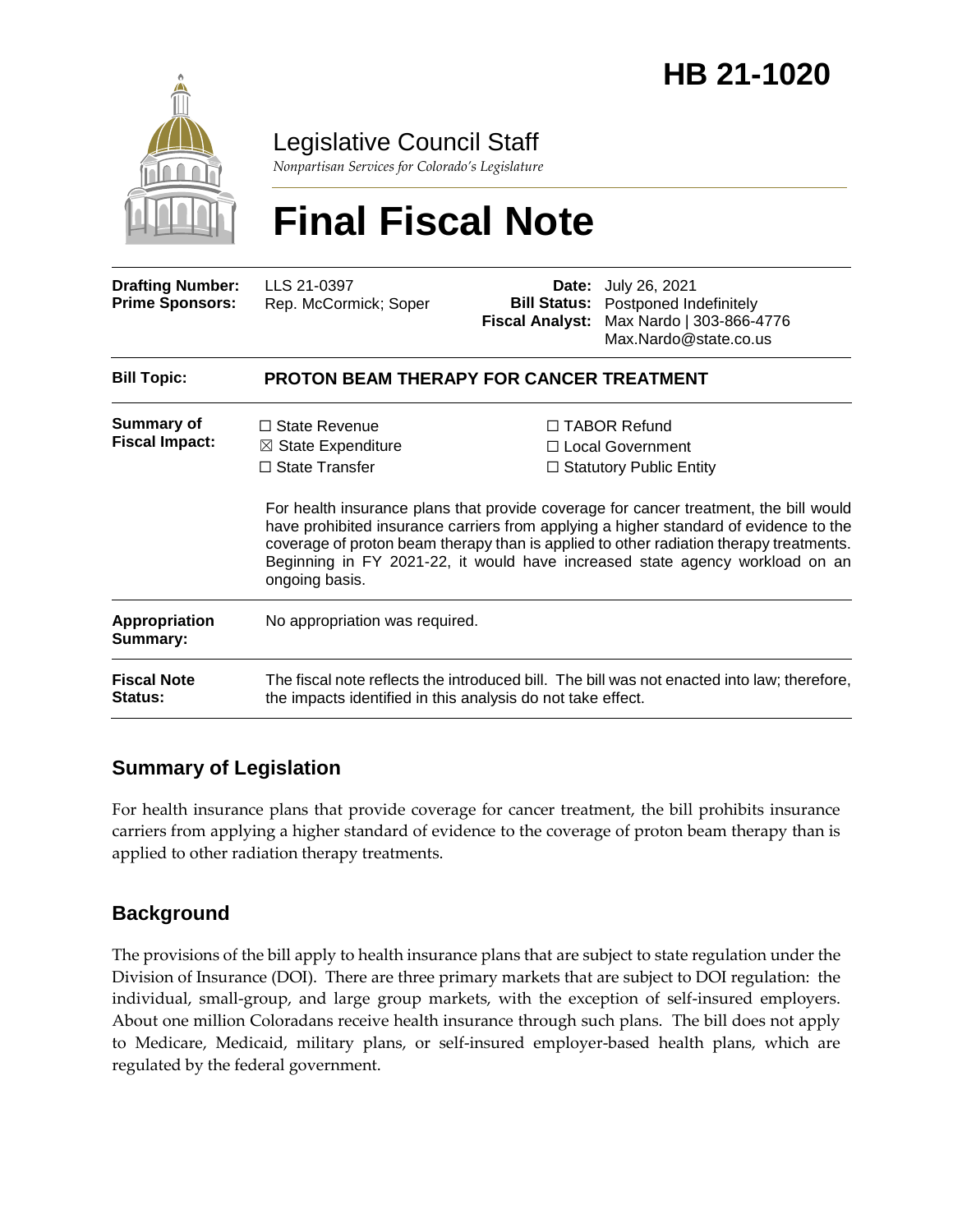# HB 21-1020

Legislative Council Staff

*Nonpartisan Services for Colorado's Legislature*

# Final Fiscal Note

| | | | |
|---|---|---|---|
| **Drafting Number:** | LLS 21-0397 | **Date:** | July 26, 2021 |
| **Prime Sponsors:** | Rep. McCormick; Soper | **Bill Status:** | Postponed Indefinitely |
| | | **Fiscal Analyst:** | Max Nardo \| 303-866-4776 Max.Nardo@state.co.us |

| | |
|---|---|
| **Bill Topic:** | **PROTON BEAM THERAPY FOR CANCER TREATMENT** |
| **Summary of Fiscal Impact:** | ☐ State Revenue ☒ State Expenditure ☐ State Transfer ☐ TABOR Refund ☐ Local Government ☐ Statutory Public Entity<br><br>For health insurance plans that provide coverage for cancer treatment, the bill would have prohibited insurance carriers from applying a higher standard of evidence to the coverage of proton beam therapy than is applied to other radiation therapy treatments. Beginning in FY 2021-22, it would have increased state agency workload on an ongoing basis. |
| **Appropriation Summary:** | No appropriation was required. |
| **Fiscal Note Status:** | The fiscal note reflects the introduced bill. The bill was not enacted into law; therefore, the impacts identified in this analysis do not take effect. |

## Summary of Legislation

For health insurance plans that provide coverage for cancer treatment, the bill prohibits insurance carriers from applying a higher standard of evidence to the coverage of proton beam therapy than is applied to other radiation therapy treatments.

## Background

The provisions of the bill apply to health insurance plans that are subject to state regulation under the Division of Insurance (DOI). There are three primary markets that are subject to DOI regulation: the individual, small-group, and large group markets, with the exception of self-insured employers. About one million Coloradans receive health insurance through such plans. The bill does not apply to Medicare, Medicaid, military plans, or self-insured employer-based health plans, which are regulated by the federal government.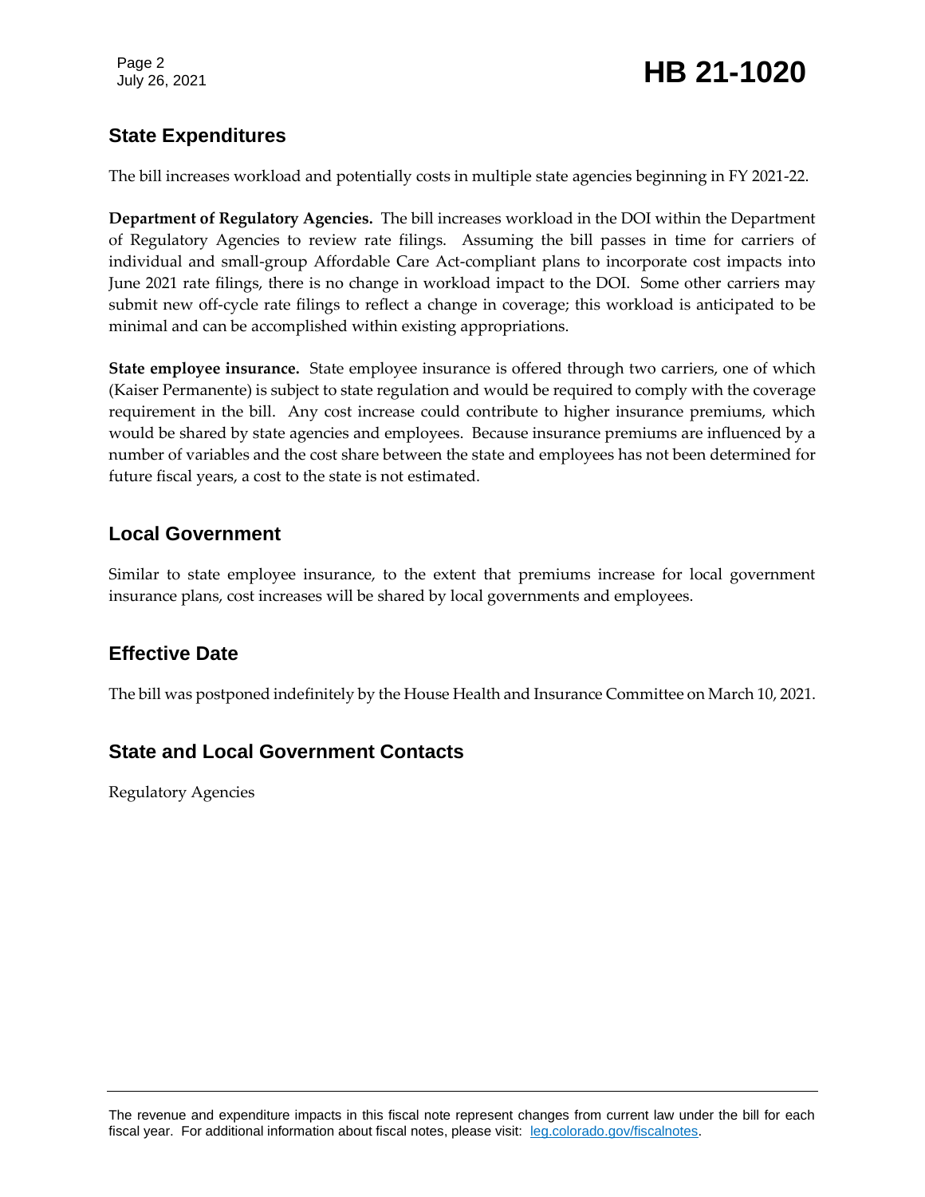## State Expenditures

The bill increases workload and potentially costs in multiple state agencies beginning in FY 2021-22.

**Department of Regulatory Agencies.** The bill increases workload in the DOI within the Department of Regulatory Agencies to review rate filings. Assuming the bill passes in time for carriers of individual and small-group Affordable Care Act-compliant plans to incorporate cost impacts into June 2021 rate filings, there is no change in workload impact to the DOI. Some other carriers may submit new off-cycle rate filings to reflect a change in coverage; this workload is anticipated to be minimal and can be accomplished within existing appropriations.

**State employee insurance.** State employee insurance is offered through two carriers, one of which (Kaiser Permanente) is subject to state regulation and would be required to comply with the coverage requirement in the bill. Any cost increase could contribute to higher insurance premiums, which would be shared by state agencies and employees. Because insurance premiums are influenced by a number of variables and the cost share between the state and employees has not been determined for future fiscal years, a cost to the state is not estimated.

## Local Government

Similar to state employee insurance, to the extent that premiums increase for local government insurance plans, cost increases will be shared by local governments and employees.

## Effective Date

The bill was postponed indefinitely by the House Health and Insurance Committee on March 10, 2021.

## State and Local Government Contacts

Regulatory Agencies

The revenue and expenditure impacts in this fiscal note represent changes from current law under the bill for each fiscal year. For additional information about fiscal notes, please visit: leg.colorado.gov/fiscalnotes.